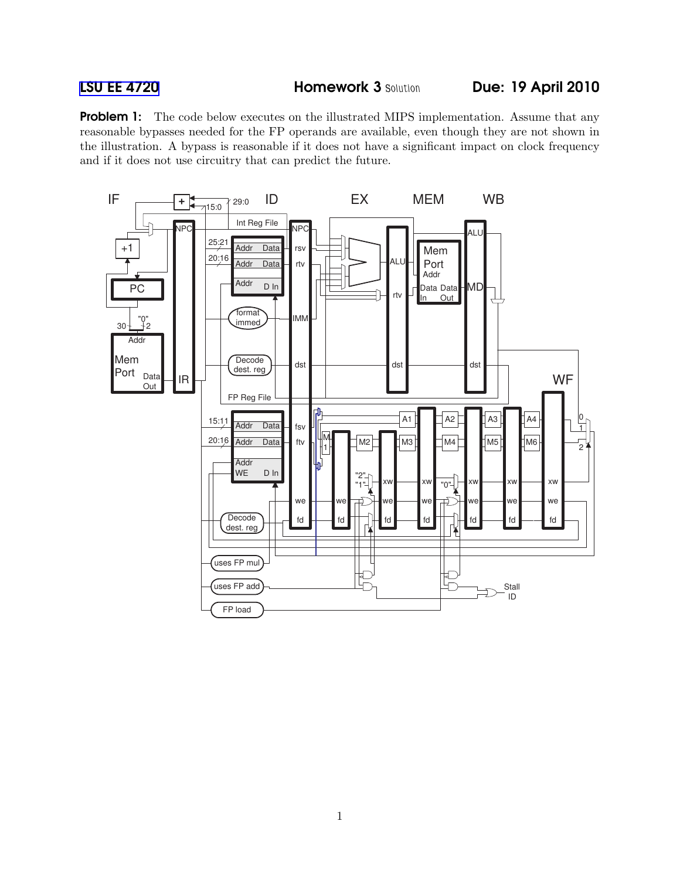LSU EE 4720 **Homework 3** Solution **Due: 19 April 2010**

**Problem 1:** The code below executes on the illustrated MIPS implementation. Assume that any reasonable bypasses needed for the FP operands are available, even though they are not shown in the illustration. A bypass is reasonable if it does not have a significant impact on clock frequency and if it does not use circuitry that can predict the future.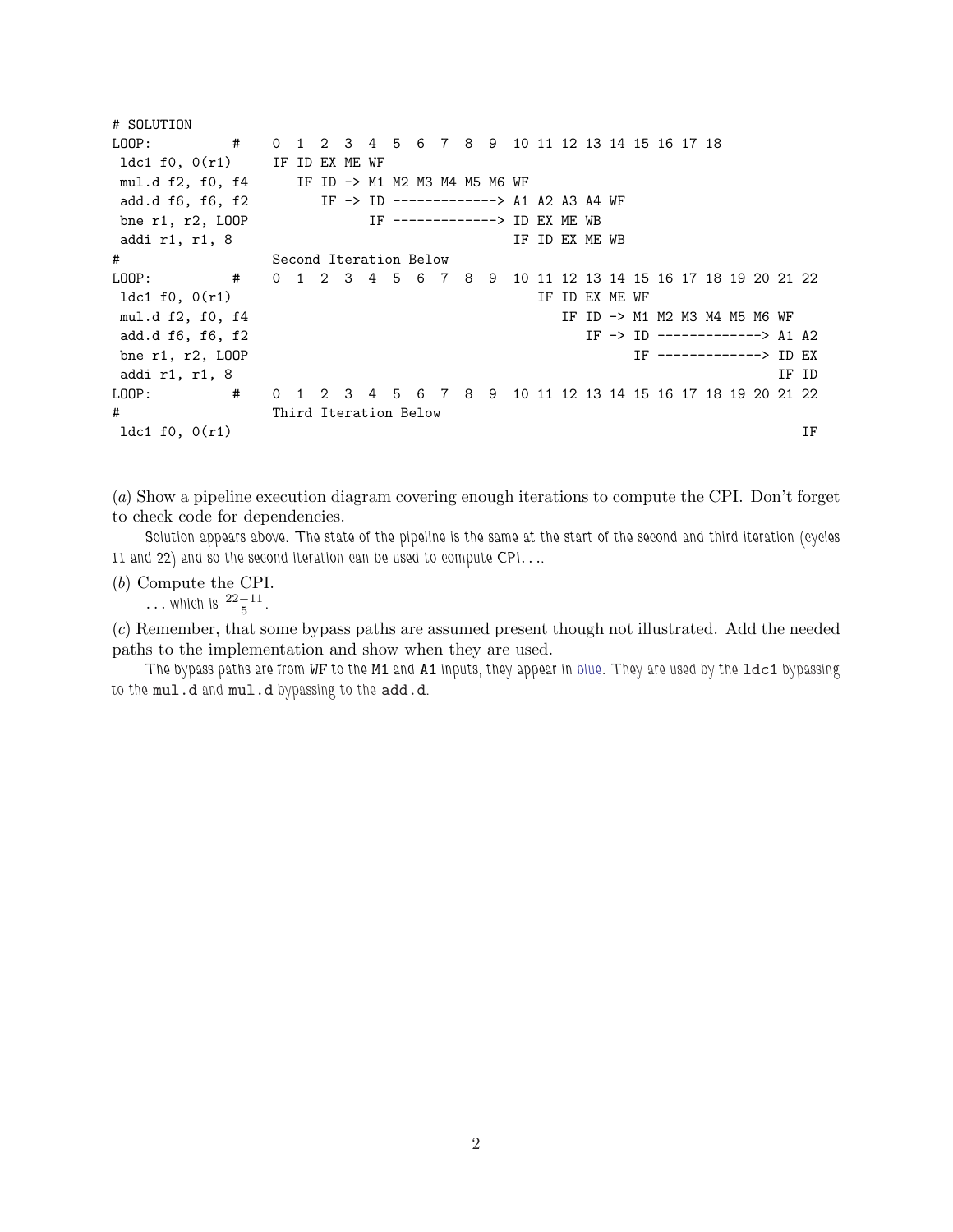```
# SOLUTION
LOOP:         #    0  1  2  3  4  5  6  7  8  9  10 11 12 13 14 15 16 17 18
 ldc1 f0, 0(r1)    IF ID EX ME WF
 mul.d f2, f0, f4     IF ID -> M1 M2 M3 M4 M5 M6 WF
 add.d f6, f6, f2        IF -> ID -------------> A1 A2 A3 A4 WF
 bne r1, r2, LOOP              IF -------------> ID EX ME WB
 addi r1, r1, 8                                  IF ID EX ME WB
#                  Second Iteration Below
LOOP:         #    0  1  2  3  4  5  6  7  8  9  10 11 12 13 14 15 16 17 18 19 20 21 22
 ldc1 f0, 0(r1)                                     IF ID EX ME WF
 mul.d f2, f0, f4                                      IF ID -> M1 M2 M3 M4 M5 M6 WF
 add.d f6, f6, f2                                         IF -> ID -------------> A1 A2
 bne r1, r2, LOOP                                               IF -------------> ID EX
 addi r1, r1, 8                                                                   IF ID
LOOP:         #    0  1  2  3  4  5  6  7  8  9  10 11 12 13 14 15 16 17 18 19 20 21 22
#                  Third Iteration Below
 ldc1 f0, 0(r1)                                                                      IF
```

(*a*) Show a pipeline execution diagram covering enough iterations to compute the CPI. Don't forget to check code for dependencies.

Solution appears above. The state of the pipeline is the same at the start of the second and third iteration (cycles 11 and 22) and so the second iteration can be used to compute CPI. . . .

(*b*) Compute the CPI.

. . . which is $\frac{22-11}{5}$.

(*c*) Remember, that some bypass paths are assumed present though not illustrated. Add the needed paths to the implementation and show when they are used.

The bypass paths are from `WF` to the `M1` and `A1` inputs, they appear in blue. They are used by the `ldc1` bypassing to the `mul.d` and `mul.d` bypassing to the `add.d`.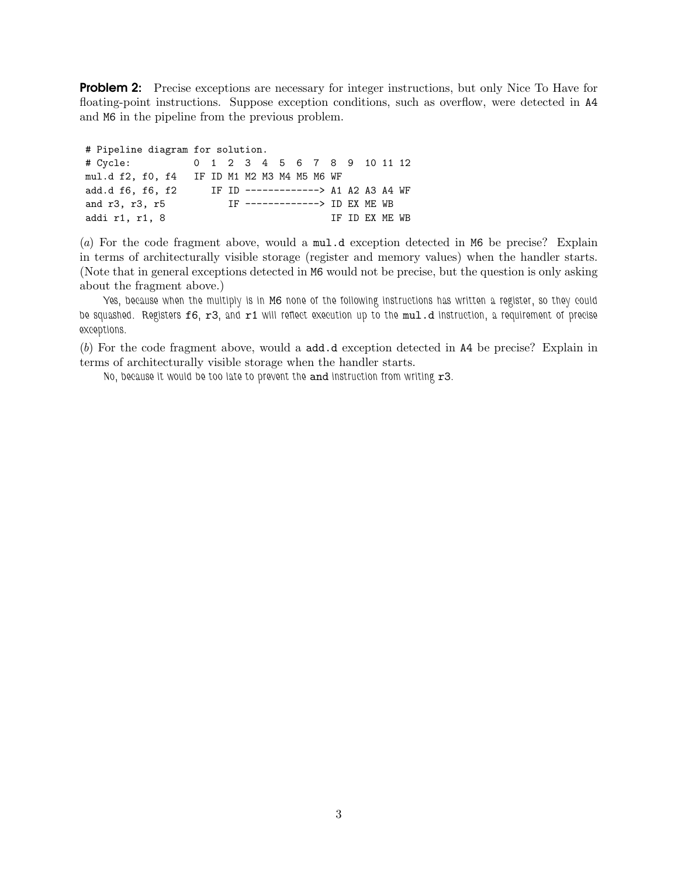**Problem 2:** Precise exceptions are necessary for integer instructions, but only Nice To Have for floating-point instructions. Suppose exception conditions, such as overflow, were detected in `A4` and `M6` in the pipeline from the previous problem.

```
# Pipeline diagram for solution.
# Cycle:           0  1  2  3  4  5  6  7  8  9  10 11 12
mul.d f2, f0, f4   IF ID M1 M2 M3 M4 M5 M6 WF
add.d f6, f6, f2      IF ID -------------> A1 A2 A3 A4 WF
and r3, r3, r5           IF -------------> ID EX ME WB
addi r1, r1, 8                             IF ID EX ME WB
```

(*a*) For the code fragment above, would a `mul.d` exception detected in `M6` be precise? Explain in terms of architecturally visible storage (register and memory values) when the handler starts. (Note that in general exceptions detected in `M6` would not be precise, but the question is only asking about the fragment above.)

Yes, because when the multiply is in `M6` none of the following instructions has written a register, so they could be squashed. Registers `f6`, `r3`, and `r1` will reflect execution up to the `mul.d` instruction, a requirement of precise exceptions.

(*b*) For the code fragment above, would a `add.d` exception detected in `A4` be precise? Explain in terms of architecturally visible storage when the handler starts.

No, because it would be too late to prevent the `and` instruction from writing `r3`.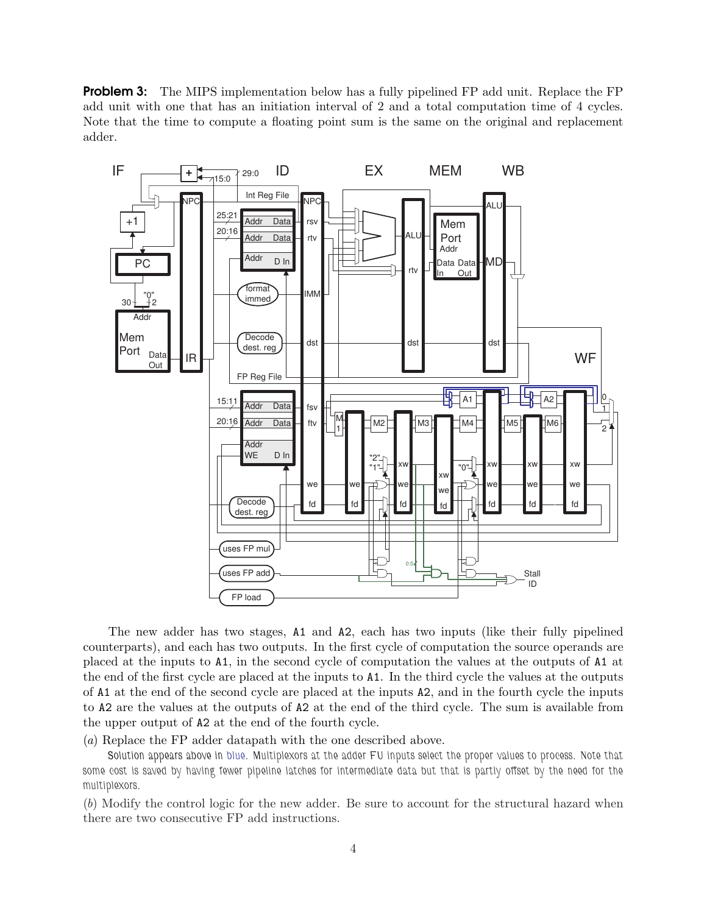**Problem 3:** The MIPS implementation below has a fully pipelined FP add unit. Replace the FP add unit with one that has an initiation interval of 2 and a total computation time of 4 cycles. Note that the time to compute a floating point sum is the same on the original and replacement adder.

The new adder has two stages, `A1` and `A2`, each has two inputs (like their fully pipelined counterparts), and each has two outputs. In the first cycle of computation the source operands are placed at the inputs to `A1`, in the second cycle of computation the values at the outputs of `A1` at the end of the first cycle are placed at the inputs to `A1`. In the third cycle the values at the outputs of `A1` at the end of the second cycle are placed at the inputs `A2`, and in the fourth cycle the inputs to `A2` are the values at the outputs of `A2` at the end of the third cycle. The sum is available from the upper output of `A2` at the end of the fourth cycle.

(*a*) Replace the FP adder datapath with the one described above.

*Solution appears above in blue. Multiplexors at the adder FU inputs select the proper values to process. Note that some cost is saved by having fewer pipeline latches for intermediate data but that is partly offset by the need for the multiplexors.*

(*b*) Modify the control logic for the new adder. Be sure to account for the structural hazard when there are two consecutive FP add instructions.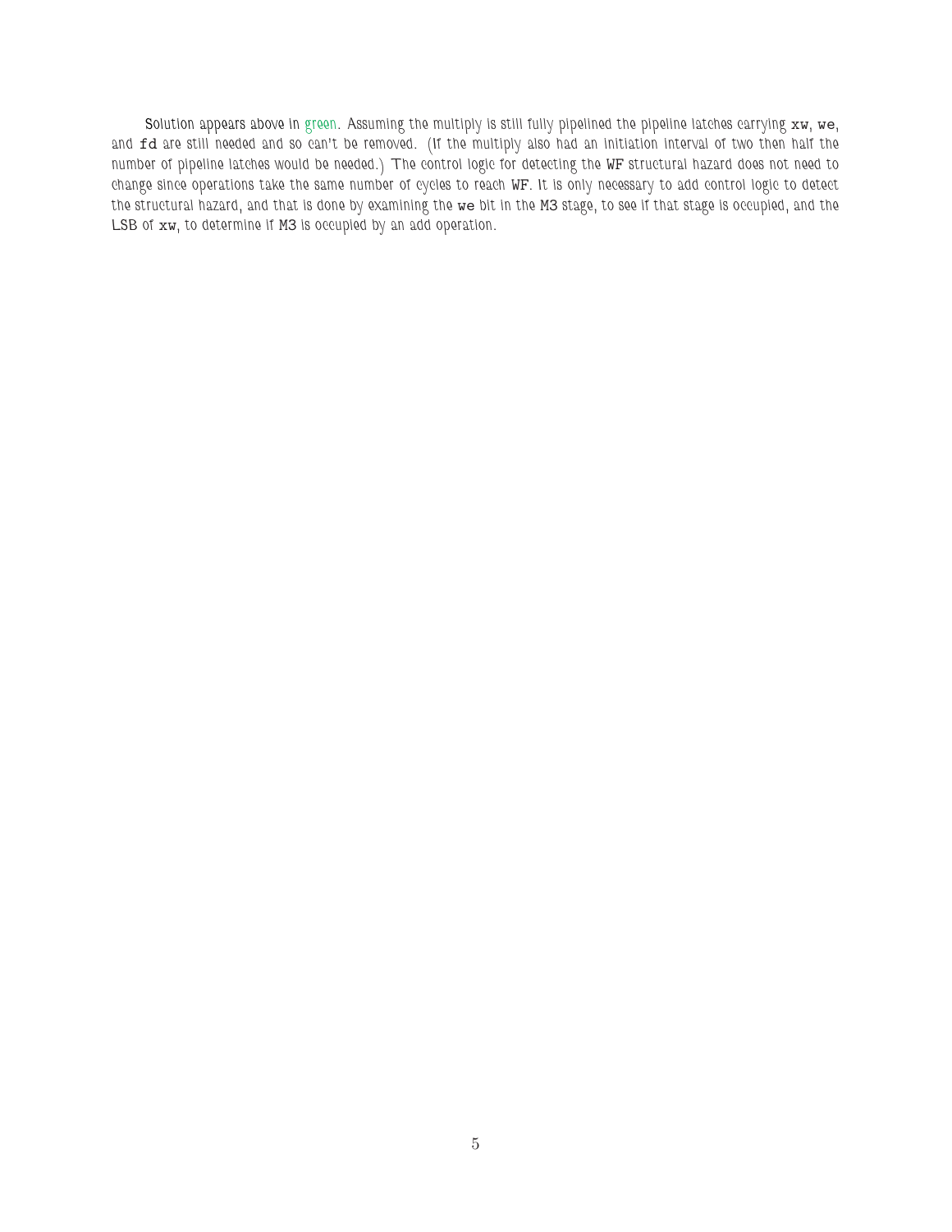Solution appears above in green. Assuming the multiply is still fully pipelined the pipeline latches carrying `xw`, `we`, and `fd` are still needed and so can't be removed. (If the multiply also had an initiation interval of two then half the number of pipeline latches would be needed.) The control logic for detecting the WF structural hazard does not need to change since operations take the same number of cycles to reach WF. It is only necessary to add control logic to detect the structural hazard, and that is done by examining the `we` bit in the M3 stage, to see if that stage is occupied, and the LSB of `xw`, to determine if M3 is occupied by an add operation.